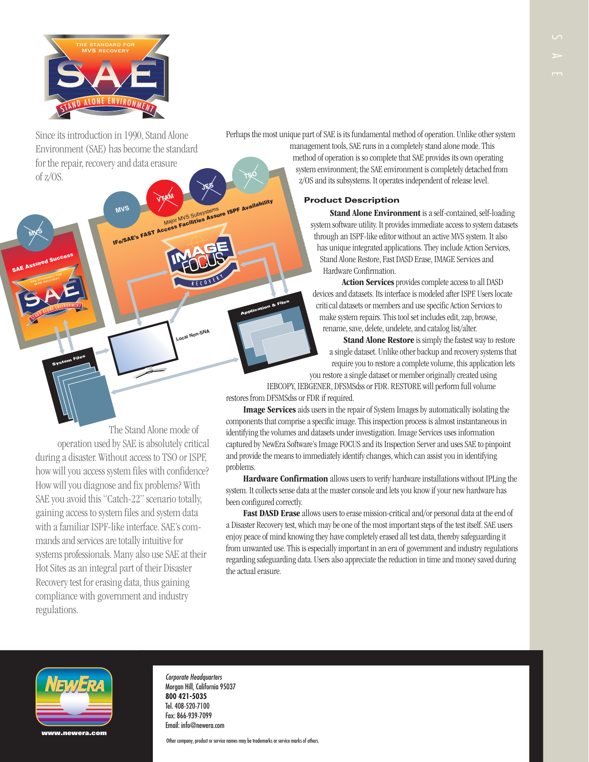Since its introduction in 1990, Stand Alone Environment (SAE) has become the standard for the repair, recovery and data erasure of z/OS.

The Stand Alone mode of operation used by SAE is absolutely critical during a disaster. Without access to TSO or ISPF, how will you access system files with confidence? How will you diagnose and fix problems? With SAE you avoid this "Catch-22" scenario totally, gaining access to system files and system data with a familiar ISPF-like interface. SAE's commands and services are totally intuitive for systems professionals. Many also use SAE at their Hot Sites as an integral part of their Disaster Recovery test for erasing data, thus gaining compliance with government and industry regulations.

Perhaps the most unique part of SAE is its fundamental method of operation. Unlike other system management tools, SAE runs in a completely stand alone mode. This method of operation is so complete that SAE provides its own operating system environment; the SAE environment is completely detached from z/OS and its subsystems. It operates independent of release level.

## Product Description

**Stand Alone Environment** is a self-contained, self-loading system software utility. It provides immediate access to system datasets through an ISPF-like editor without an active MVS system. It also has unique integrated applications. They include Action Services, Stand Alone Restore, Fast DASD Erase, IMAGE Services and Hardware Confirmation.

**Action Services** provides complete access to all DASD devices and datasets. Its interface is modeled after ISPF. Users locate critical datasets or members and use specific Action Services to make system repairs. This tool set includes edit, zap, browse, rename, save, delete, undelete, and catalog list/alter.

**Stand Alone Restore** is simply the fastest way to restore a single dataset. Unlike other backup and recovery systems that require you to restore a complete volume, this application lets you restore a single dataset or member originally created using IEBCOPY, IEBGENER, DFSMSdss or FDR. RESTORE will perform full volume restores from DFSMSdss or FDR if required.

**Image Services** aids users in the repair of System Images by automatically isolating the components that comprise a specific image. This inspection process is almost instantaneous in identifying the volumes and datasets under investigation. Image Services uses information captured by NewEra Software's Image FOCUS and its Inspection Server and uses SAE to pinpoint and provide the means to immediately identify changes, which can assist you in identifying problems.

**Hardware Confirmation** allows users to verify hardware installations without IPLing the system. It collects sense data at the master console and lets you know if your new hardware has been configured correctly.

**Fast DASD Erase** allows users to erase mission-critical and/or personal data at the end of a Disaster Recovery test, which may be one of the most important steps of the test itself. SAE users enjoy peace of mind knowing they have completely erased all test data, thereby safeguarding it from unwanted use. This is especially important in an era of government and industry regulations regarding safeguarding data. Users also appreciate the reduction in time and money saved during the actual erasure.

www.newera.com

*Corporate Headquarters*
Morgan Hill, California 95037
**800 421-5035**
Tel. 408-520-7100
Fax: 866-939-7099
Email: info@newera.com

Other company, product or service names may be trademarks or service marks of others.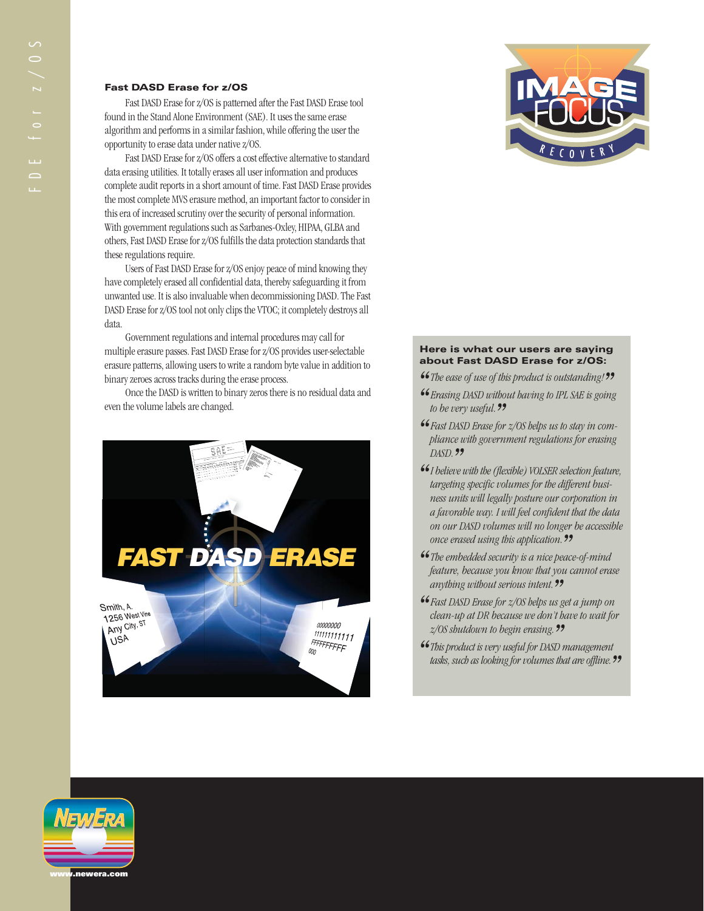### Fast DASD Erase for z/OS

Fast DASD Erase for z/OS is patterned after the Fast DASD Erase tool found in the Stand Alone Environment (SAE). It uses the same erase algorithm and performs in a similar fashion, while offering the user the opportunity to erase data under native z/OS.

Fast DASD Erase for z/OS offers a cost effective alternative to standard data erasing utilities. It totally erases all user information and produces complete audit reports in a short amount of time. Fast DASD Erase provides the most complete MVS erasure method, an important factor to consider in this era of increased scrutiny over the security of personal information. With government regulations such as Sarbanes-Oxley, HIPAA, GLBA and others, Fast DASD Erase for z/OS fulfills the data protection standards that these regulations require.

Users of Fast DASD Erase for z/OS enjoy peace of mind knowing they have completely erased all confidential data, thereby safeguarding it from unwanted use. It is also invaluable when decommissioning DASD. The Fast DASD Erase for z/OS tool not only clips the VTOC; it completely destroys all data.

Government regulations and internal procedures may call for multiple erasure passes. Fast DASD Erase for z/OS provides user-selectable erasure patterns, allowing users to write a random byte value in addition to binary zeroes across tracks during the erase process.

Once the DASD is written to binary zeros there is no residual data and even the volume labels are changed.

**Here is what our users are saying about Fast DASD Erase for z/OS:**

*"The ease of use of this product is outstanding!"*

*"Erasing DASD without having to IPL SAE is going to be very useful."*

*"Fast DASD Erase for z/OS helps us to stay in compliance with government regulations for erasing DASD."*

*"I believe with the (flexible) VOLSER selection feature, targeting specific volumes for the different business units will legally posture our corporation in a favorable way. I will feel confident that the data on our DASD volumes will no longer be accessible once erased using this application."*

*"The embedded security is a nice peace-of-mind feature, because you know that you cannot erase anything without serious intent."*

*"Fast DASD Erase for z/OS helps us get a jump on clean-up at DR because we don't have to wait for z/OS shutdown to begin erasing."*

*"This product is very useful for DASD management tasks, such as looking for volumes that are offline."*

www.newera.com